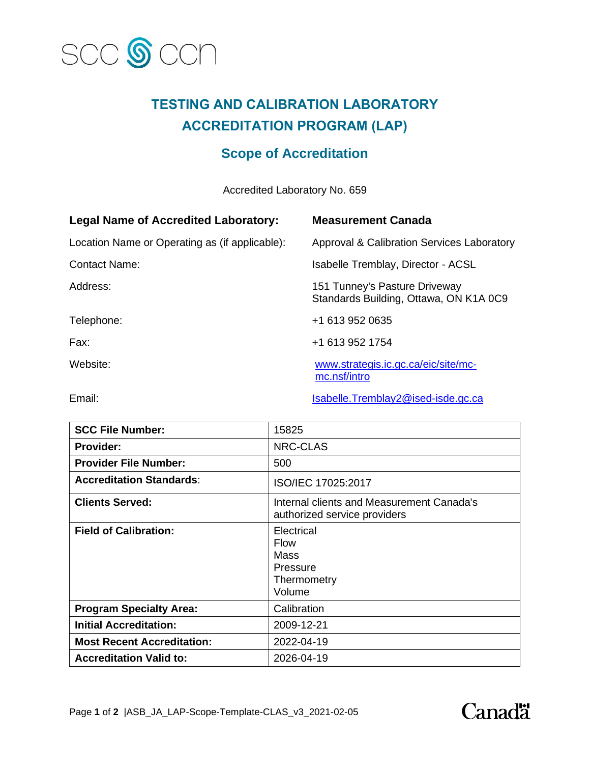# TESTING AND CALIBRATION LABORATORY ACCREDITATION PROGRAM (LAP)

## Scope of Accreditation

Accredited Laboratory No. 659

| | |
|---|---|
| **Legal Name of Accredited Laboratory:** | **Measurement Canada** |
| Location Name or Operating as (if applicable): | Approval & Calibration Services Laboratory |
| Contact Name: | Isabelle Tremblay, Director - ACSL |
| Address: | 151 Tunney's Pasture Driveway<br>Standards Building, Ottawa, ON K1A 0C9 |
| Telephone: | +1 613 952 0635 |
| Fax: | +1 613 952 1754 |
| Website: | www.strategis.ic.gc.ca/eic/site/mc-mc.nsf/intro |
| Email: | Isabelle.Tremblay2@ised-isde.gc.ca |

| | |
|---|---|
| **SCC File Number:** | 15825 |
| **Provider:** | NRC-CLAS |
| **Provider File Number:** | 500 |
| **Accreditation Standards**: | ISO/IEC 17025:2017 |
| **Clients Served:** | Internal clients and Measurement Canada's authorized service providers |
| **Field of Calibration:** | Electrical<br>Flow<br>Mass<br>Pressure<br>Thermometry<br>Volume |
| **Program Specialty Area:** | Calibration |
| **Initial Accreditation:** | 2009-12-21 |
| **Most Recent Accreditation:** | 2022-04-19 |
| **Accreditation Valid to:** | 2026-04-19 |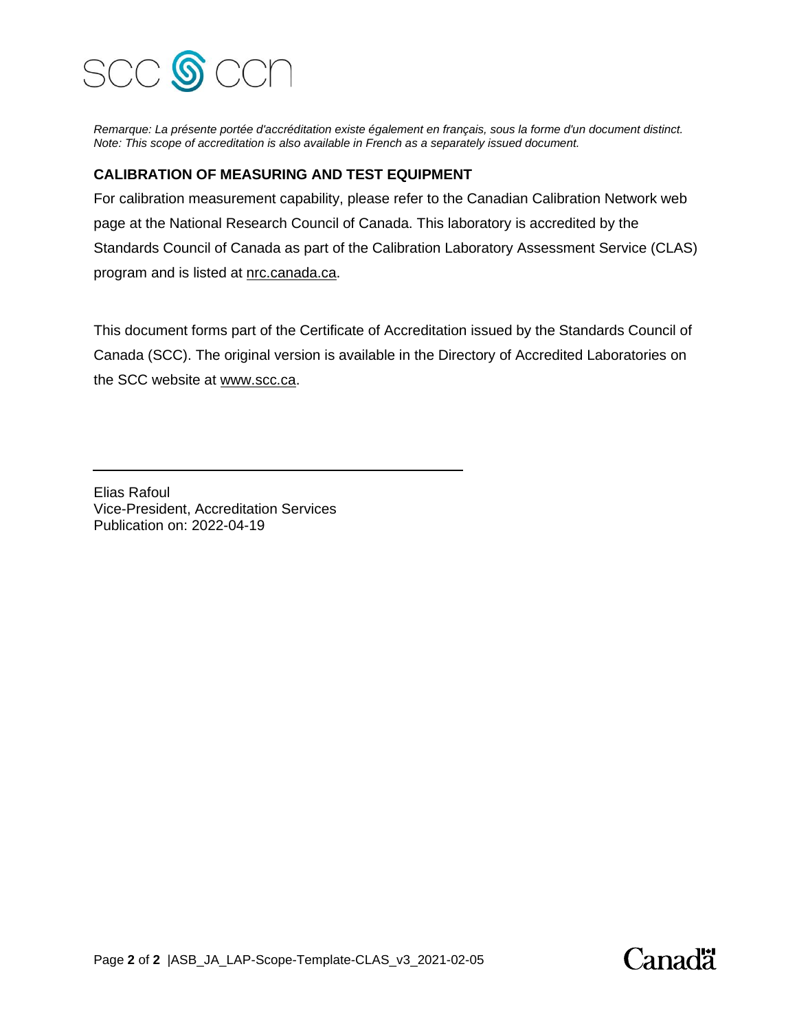*Remarque: La présente portée d'accréditation existe également en français, sous la forme d'un document distinct.*
*Note: This scope of accreditation is also available in French as a separately issued document.*

## CALIBRATION OF MEASURING AND TEST EQUIPMENT

For calibration measurement capability, please refer to the Canadian Calibration Network web page at the National Research Council of Canada. This laboratory is accredited by the Standards Council of Canada as part of the Calibration Laboratory Assessment Service (CLAS) program and is listed at nrc.canada.ca.

This document forms part of the Certificate of Accreditation issued by the Standards Council of Canada (SCC). The original version is available in the Directory of Accredited Laboratories on the SCC website at www.scc.ca.

---

Elias Rafoul
Vice-President, Accreditation Services
Publication on: 2022-04-19